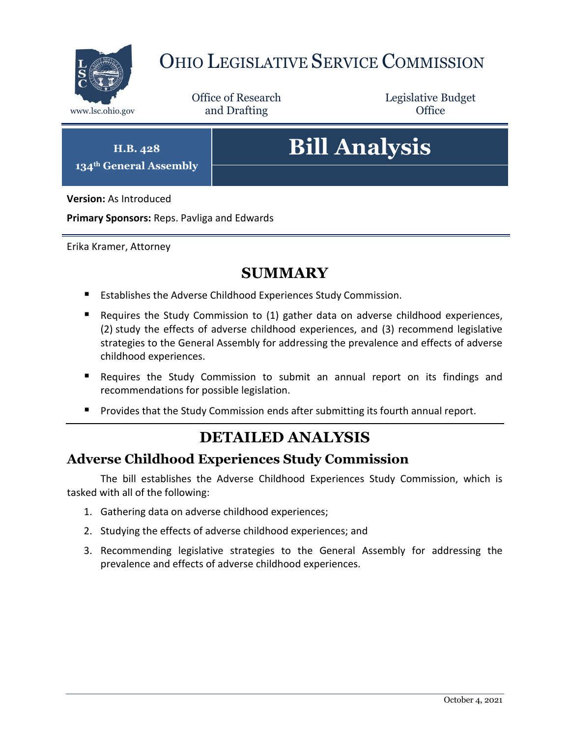# OHIO LEGISLATIVE SERVICE COMMISSION

www.lsc.ohio.gov

Office of Research and Drafting

Legislative Budget Office

**H.B. 428**
**134th General Assembly**

# Bill Analysis

**Version:** As Introduced

**Primary Sponsors:** Reps. Pavliga and Edwards

Erika Kramer, Attorney

## SUMMARY

- Establishes the Adverse Childhood Experiences Study Commission.
- Requires the Study Commission to (1) gather data on adverse childhood experiences, (2) study the effects of adverse childhood experiences, and (3) recommend legislative strategies to the General Assembly for addressing the prevalence and effects of adverse childhood experiences.
- Requires the Study Commission to submit an annual report on its findings and recommendations for possible legislation.
- Provides that the Study Commission ends after submitting its fourth annual report.

## DETAILED ANALYSIS

### Adverse Childhood Experiences Study Commission

The bill establishes the Adverse Childhood Experiences Study Commission, which is tasked with all of the following:

1. Gathering data on adverse childhood experiences;
2. Studying the effects of adverse childhood experiences; and
3. Recommending legislative strategies to the General Assembly for addressing the prevalence and effects of adverse childhood experiences.

October 4, 2021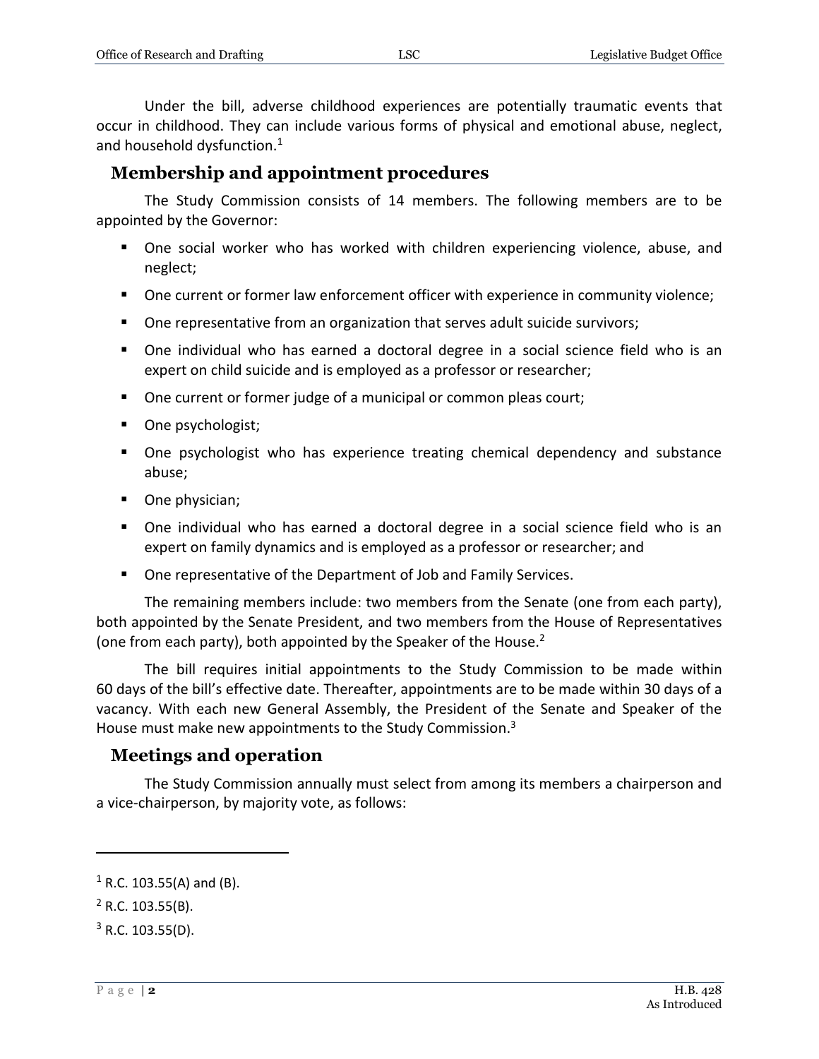Under the bill, adverse childhood experiences are potentially traumatic events that occur in childhood. They can include various forms of physical and emotional abuse, neglect, and household dysfunction.[1]

## Membership and appointment procedures

The Study Commission consists of 14 members. The following members are to be appointed by the Governor:

- One social worker who has worked with children experiencing violence, abuse, and neglect;
- One current or former law enforcement officer with experience in community violence;
- One representative from an organization that serves adult suicide survivors;
- One individual who has earned a doctoral degree in a social science field who is an expert on child suicide and is employed as a professor or researcher;
- One current or former judge of a municipal or common pleas court;
- One psychologist;
- One psychologist who has experience treating chemical dependency and substance abuse;
- One physician;
- One individual who has earned a doctoral degree in a social science field who is an expert on family dynamics and is employed as a professor or researcher; and
- One representative of the Department of Job and Family Services.

The remaining members include: two members from the Senate (one from each party), both appointed by the Senate President, and two members from the House of Representatives (one from each party), both appointed by the Speaker of the House.[2]

The bill requires initial appointments to the Study Commission to be made within 60 days of the bill's effective date. Thereafter, appointments are to be made within 30 days of a vacancy. With each new General Assembly, the President of the Senate and Speaker of the House must make new appointments to the Study Commission.[3]

## Meetings and operation

The Study Commission annually must select from among its members a chairperson and a vice-chairperson, by majority vote, as follows:

---

[1] R.C. 103.55(A) and (B).

[2] R.C. 103.55(B).

[3] R.C. 103.55(D).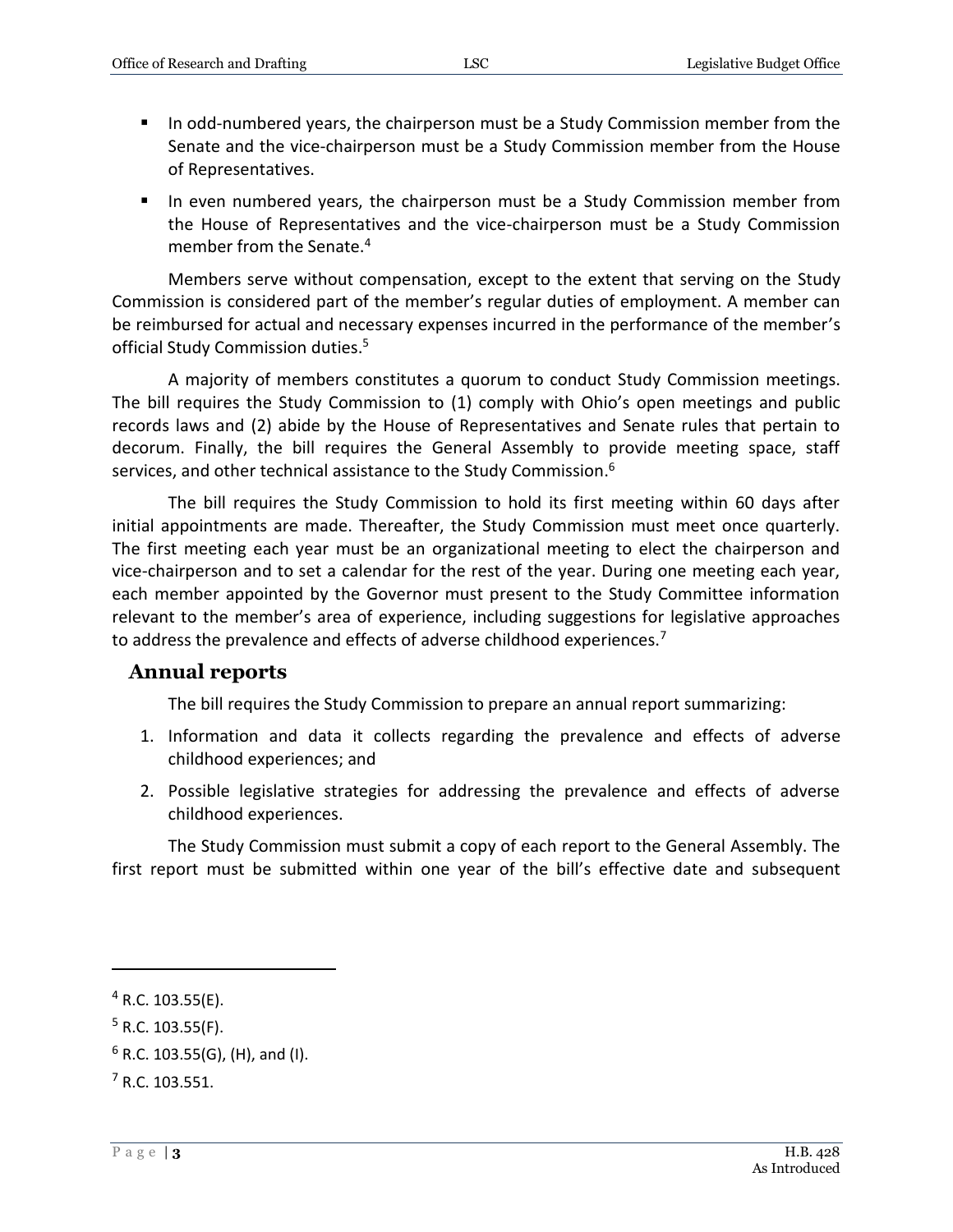- In odd-numbered years, the chairperson must be a Study Commission member from the Senate and the vice-chairperson must be a Study Commission member from the House of Representatives.
- In even numbered years, the chairperson must be a Study Commission member from the House of Representatives and the vice-chairperson must be a Study Commission member from the Senate.[4]

Members serve without compensation, except to the extent that serving on the Study Commission is considered part of the member's regular duties of employment. A member can be reimbursed for actual and necessary expenses incurred in the performance of the member's official Study Commission duties.[5]

A majority of members constitutes a quorum to conduct Study Commission meetings. The bill requires the Study Commission to (1) comply with Ohio's open meetings and public records laws and (2) abide by the House of Representatives and Senate rules that pertain to decorum. Finally, the bill requires the General Assembly to provide meeting space, staff services, and other technical assistance to the Study Commission.[6]

The bill requires the Study Commission to hold its first meeting within 60 days after initial appointments are made. Thereafter, the Study Commission must meet once quarterly. The first meeting each year must be an organizational meeting to elect the chairperson and vice-chairperson and to set a calendar for the rest of the year. During one meeting each year, each member appointed by the Governor must present to the Study Committee information relevant to the member's area of experience, including suggestions for legislative approaches to address the prevalence and effects of adverse childhood experiences.[7]

## Annual reports

The bill requires the Study Commission to prepare an annual report summarizing:

1. Information and data it collects regarding the prevalence and effects of adverse childhood experiences; and
2. Possible legislative strategies for addressing the prevalence and effects of adverse childhood experiences.

The Study Commission must submit a copy of each report to the General Assembly. The first report must be submitted within one year of the bill's effective date and subsequent

---

[4] R.C. 103.55(E).

[5] R.C. 103.55(F).

[6] R.C. 103.55(G), (H), and (I).

[7] R.C. 103.551.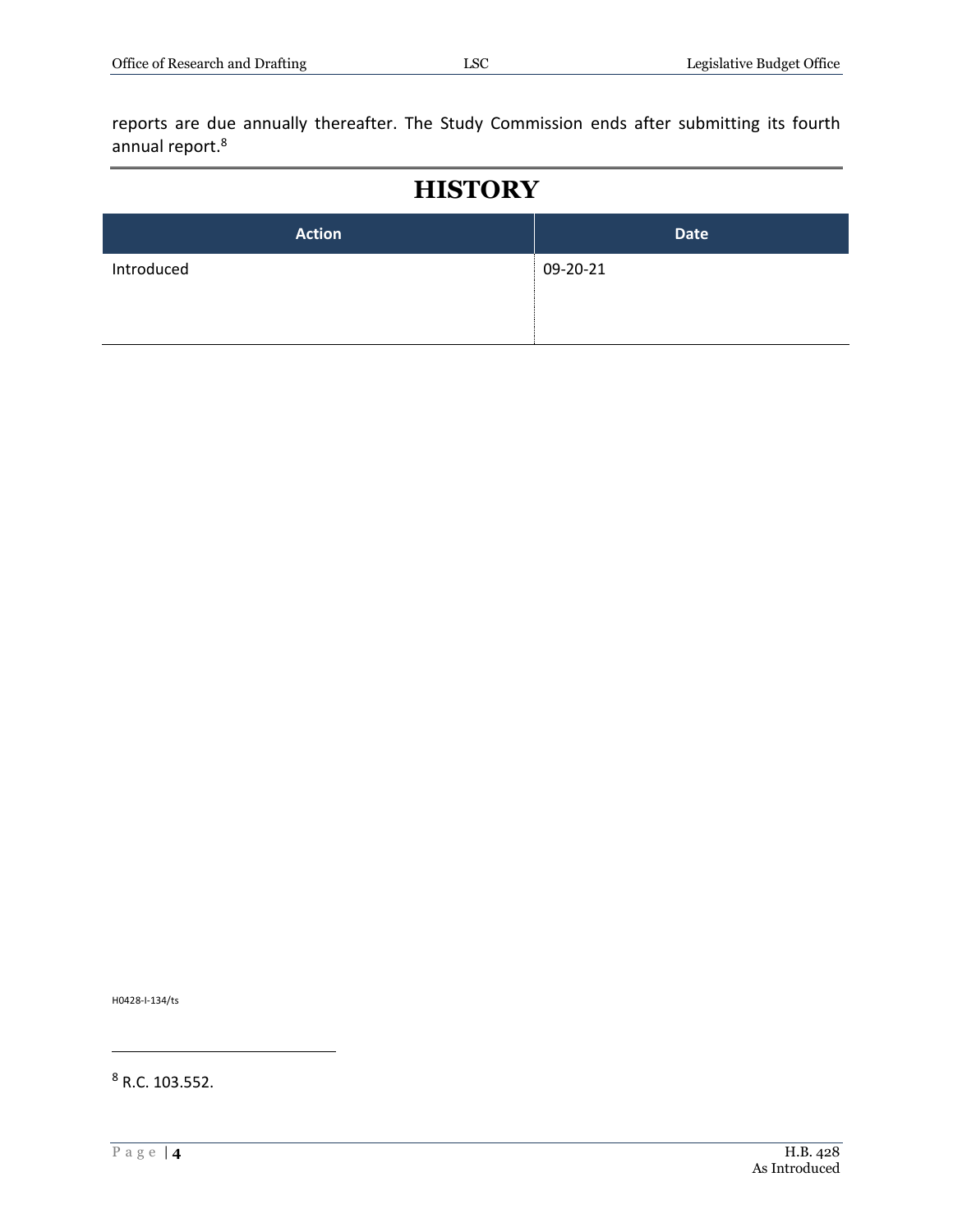reports are due annually thereafter. The Study Commission ends after submitting its fourth annual report.[8]

# HISTORY

| Action | Date |
|---|---|
| Introduced | 09-20-21 |

H0428-I-134/ts

[8] R.C. 103.552.